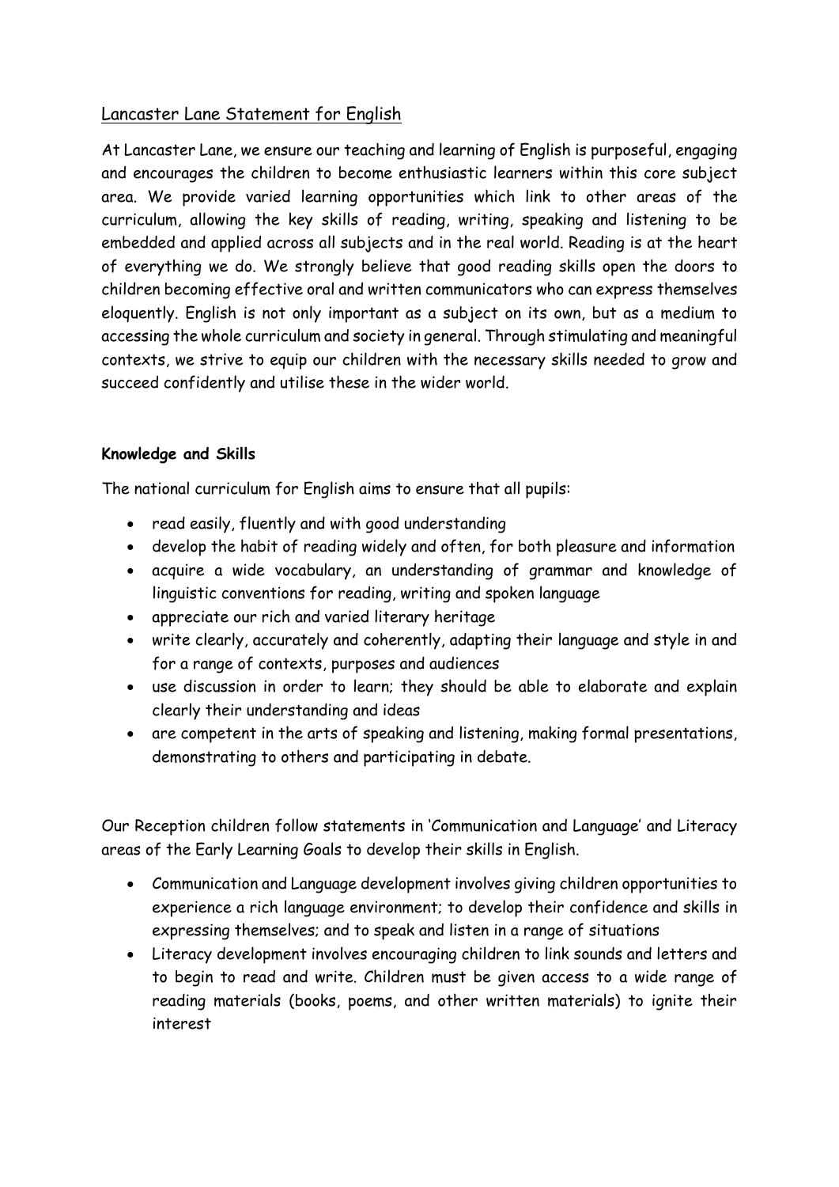# Lancaster Lane Statement for English

At Lancaster Lane, we ensure our teaching and learning of English is purposeful, engaging and encourages the children to become enthusiastic learners within this core subject area. We provide varied learning opportunities which link to other areas of the curriculum, allowing the key skills of reading, writing, speaking and listening to be embedded and applied across all subjects and in the real world. Reading is at the heart of everything we do. We strongly believe that good reading skills open the doors to children becoming effective oral and written communicators who can express themselves eloquently. English is not only important as a subject on its own, but as a medium to accessing the whole curriculum and society in general. Through stimulating and meaningful contexts, we strive to equip our children with the necessary skills needed to grow and succeed confidently and utilise these in the wider world.

**Knowledge and Skills**

The national curriculum for English aims to ensure that all pupils:

- read easily, fluently and with good understanding
- develop the habit of reading widely and often, for both pleasure and information
- acquire a wide vocabulary, an understanding of grammar and knowledge of linguistic conventions for reading, writing and spoken language
- appreciate our rich and varied literary heritage
- write clearly, accurately and coherently, adapting their language and style in and for a range of contexts, purposes and audiences
- use discussion in order to learn; they should be able to elaborate and explain clearly their understanding and ideas
- are competent in the arts of speaking and listening, making formal presentations, demonstrating to others and participating in debate.

Our Reception children follow statements in 'Communication and Language' and Literacy areas of the Early Learning Goals to develop their skills in English.

- Communication and Language development involves giving children opportunities to experience a rich language environment; to develop their confidence and skills in expressing themselves; and to speak and listen in a range of situations
- Literacy development involves encouraging children to link sounds and letters and to begin to read and write. Children must be given access to a wide range of reading materials (books, poems, and other written materials) to ignite their interest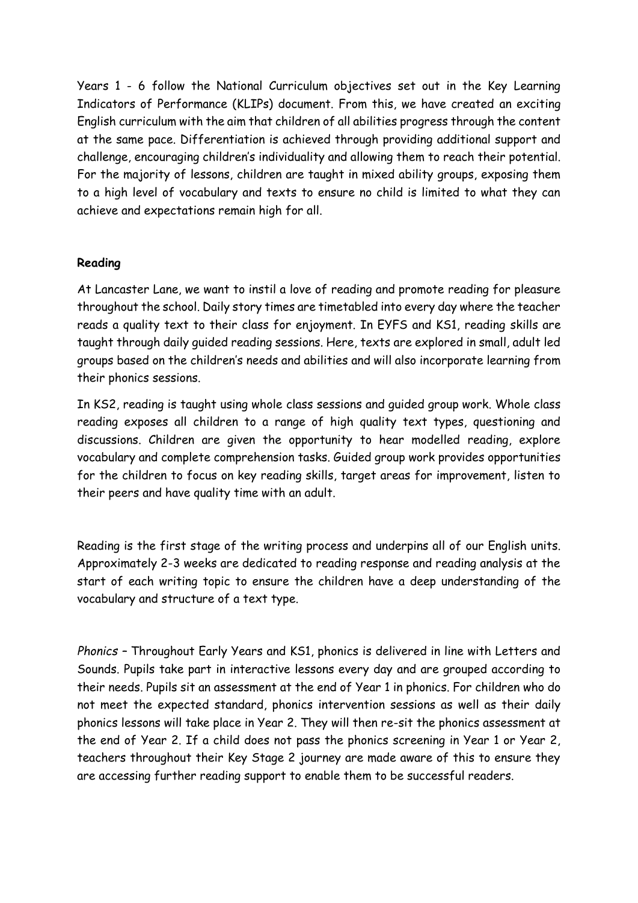Years 1 - 6 follow the National Curriculum objectives set out in the Key Learning Indicators of Performance (KLIPs) document. From this, we have created an exciting English curriculum with the aim that children of all abilities progress through the content at the same pace. Differentiation is achieved through providing additional support and challenge, encouraging children's individuality and allowing them to reach their potential. For the majority of lessons, children are taught in mixed ability groups, exposing them to a high level of vocabulary and texts to ensure no child is limited to what they can achieve and expectations remain high for all.

**Reading**

At Lancaster Lane, we want to instil a love of reading and promote reading for pleasure throughout the school. Daily story times are timetabled into every day where the teacher reads a quality text to their class for enjoyment. In EYFS and KS1, reading skills are taught through daily guided reading sessions. Here, texts are explored in small, adult led groups based on the children's needs and abilities and will also incorporate learning from their phonics sessions.

In KS2, reading is taught using whole class sessions and guided group work. Whole class reading exposes all children to a range of high quality text types, questioning and discussions. Children are given the opportunity to hear modelled reading, explore vocabulary and complete comprehension tasks. Guided group work provides opportunities for the children to focus on key reading skills, target areas for improvement, listen to their peers and have quality time with an adult.

Reading is the first stage of the writing process and underpins all of our English units. Approximately 2-3 weeks are dedicated to reading response and reading analysis at the start of each writing topic to ensure the children have a deep understanding of the vocabulary and structure of a text type.

*Phonics* – Throughout Early Years and KS1, phonics is delivered in line with Letters and Sounds. Pupils take part in interactive lessons every day and are grouped according to their needs. Pupils sit an assessment at the end of Year 1 in phonics. For children who do not meet the expected standard, phonics intervention sessions as well as their daily phonics lessons will take place in Year 2. They will then re-sit the phonics assessment at the end of Year 2. If a child does not pass the phonics screening in Year 1 or Year 2, teachers throughout their Key Stage 2 journey are made aware of this to ensure they are accessing further reading support to enable them to be successful readers.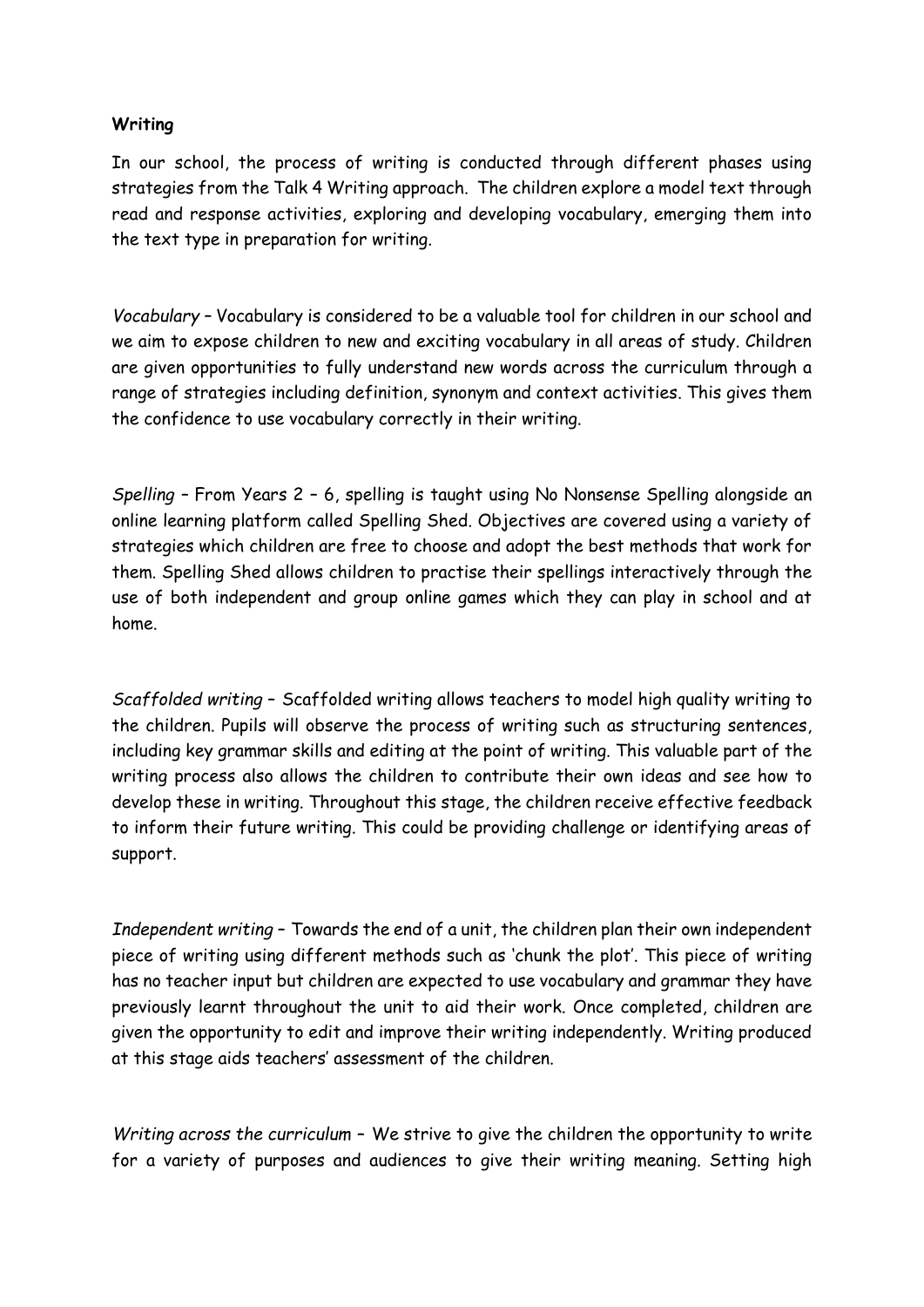**Writing**

In our school, the process of writing is conducted through different phases using strategies from the Talk 4 Writing approach. The children explore a model text through read and response activities, exploring and developing vocabulary, emerging them into the text type in preparation for writing.

*Vocabulary* – Vocabulary is considered to be a valuable tool for children in our school and we aim to expose children to new and exciting vocabulary in all areas of study. Children are given opportunities to fully understand new words across the curriculum through a range of strategies including definition, synonym and context activities. This gives them the confidence to use vocabulary correctly in their writing.

*Spelling* – From Years 2 – 6, spelling is taught using No Nonsense Spelling alongside an online learning platform called Spelling Shed. Objectives are covered using a variety of strategies which children are free to choose and adopt the best methods that work for them. Spelling Shed allows children to practise their spellings interactively through the use of both independent and group online games which they can play in school and at home.

*Scaffolded writing* – Scaffolded writing allows teachers to model high quality writing to the children. Pupils will observe the process of writing such as structuring sentences, including key grammar skills and editing at the point of writing. This valuable part of the writing process also allows the children to contribute their own ideas and see how to develop these in writing. Throughout this stage, the children receive effective feedback to inform their future writing. This could be providing challenge or identifying areas of support.

*Independent writing* – Towards the end of a unit, the children plan their own independent piece of writing using different methods such as 'chunk the plot'. This piece of writing has no teacher input but children are expected to use vocabulary and grammar they have previously learnt throughout the unit to aid their work. Once completed, children are given the opportunity to edit and improve their writing independently. Writing produced at this stage aids teachers' assessment of the children.

*Writing across the curriculum* – We strive to give the children the opportunity to write for a variety of purposes and audiences to give their writing meaning. Setting high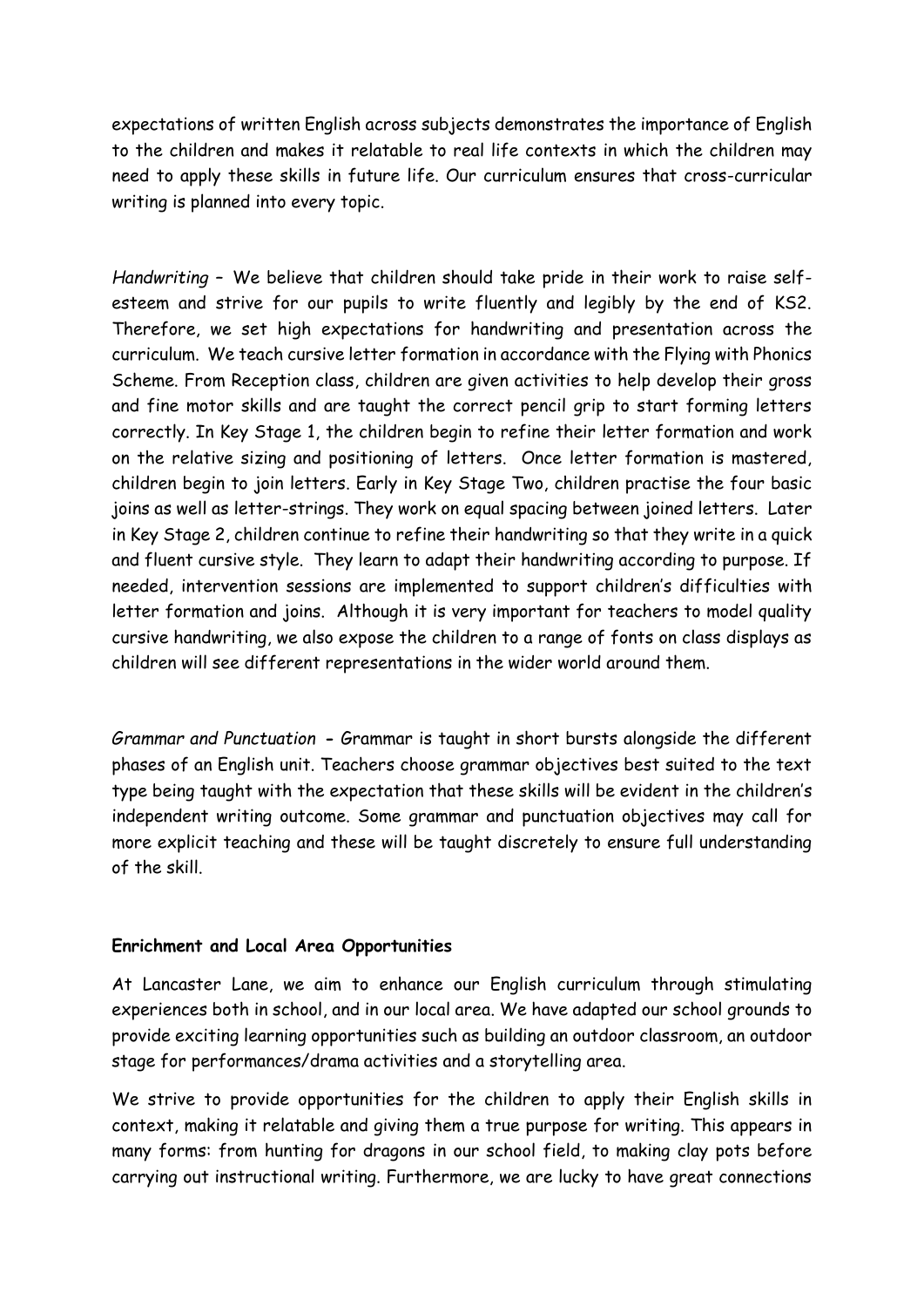expectations of written English across subjects demonstrates the importance of English to the children and makes it relatable to real life contexts in which the children may need to apply these skills in future life. Our curriculum ensures that cross-curricular writing is planned into every topic.

*Handwriting* – We believe that children should take pride in their work to raise self-esteem and strive for our pupils to write fluently and legibly by the end of KS2. Therefore, we set high expectations for handwriting and presentation across the curriculum. We teach cursive letter formation in accordance with the Flying with Phonics Scheme. From Reception class, children are given activities to help develop their gross and fine motor skills and are taught the correct pencil grip to start forming letters correctly. In Key Stage 1, the children begin to refine their letter formation and work on the relative sizing and positioning of letters. Once letter formation is mastered, children begin to join letters. Early in Key Stage Two, children practise the four basic joins as well as letter-strings. They work on equal spacing between joined letters. Later in Key Stage 2, children continue to refine their handwriting so that they write in a quick and fluent cursive style. They learn to adapt their handwriting according to purpose. If needed, intervention sessions are implemented to support children's difficulties with letter formation and joins. Although it is very important for teachers to model quality cursive handwriting, we also expose the children to a range of fonts on class displays as children will see different representations in the wider world around them.

*Grammar and Punctuation* - Grammar is taught in short bursts alongside the different phases of an English unit. Teachers choose grammar objectives best suited to the text type being taught with the expectation that these skills will be evident in the children's independent writing outcome. Some grammar and punctuation objectives may call for more explicit teaching and these will be taught discretely to ensure full understanding of the skill.

**Enrichment and Local Area Opportunities**

At Lancaster Lane, we aim to enhance our English curriculum through stimulating experiences both in school, and in our local area. We have adapted our school grounds to provide exciting learning opportunities such as building an outdoor classroom, an outdoor stage for performances/drama activities and a storytelling area.

We strive to provide opportunities for the children to apply their English skills in context, making it relatable and giving them a true purpose for writing. This appears in many forms: from hunting for dragons in our school field, to making clay pots before carrying out instructional writing. Furthermore, we are lucky to have great connections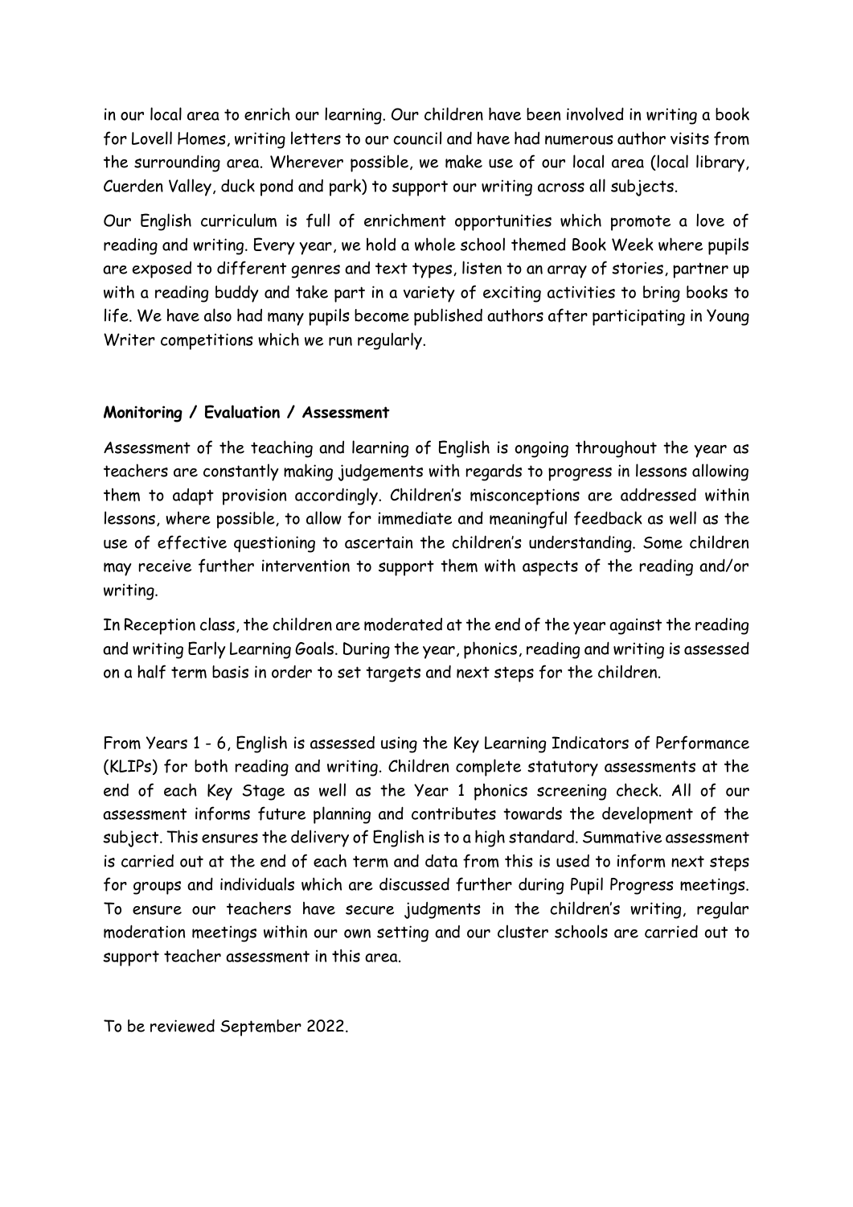in our local area to enrich our learning. Our children have been involved in writing a book for Lovell Homes, writing letters to our council and have had numerous author visits from the surrounding area. Wherever possible, we make use of our local area (local library, Cuerden Valley, duck pond and park) to support our writing across all subjects.

Our English curriculum is full of enrichment opportunities which promote a love of reading and writing. Every year, we hold a whole school themed Book Week where pupils are exposed to different genres and text types, listen to an array of stories, partner up with a reading buddy and take part in a variety of exciting activities to bring books to life. We have also had many pupils become published authors after participating in Young Writer competitions which we run regularly.

**Monitoring / Evaluation / Assessment**

Assessment of the teaching and learning of English is ongoing throughout the year as teachers are constantly making judgements with regards to progress in lessons allowing them to adapt provision accordingly. Children's misconceptions are addressed within lessons, where possible, to allow for immediate and meaningful feedback as well as the use of effective questioning to ascertain the children's understanding. Some children may receive further intervention to support them with aspects of the reading and/or writing.

In Reception class, the children are moderated at the end of the year against the reading and writing Early Learning Goals. During the year, phonics, reading and writing is assessed on a half term basis in order to set targets and next steps for the children.

From Years 1 - 6, English is assessed using the Key Learning Indicators of Performance (KLIPs) for both reading and writing. Children complete statutory assessments at the end of each Key Stage as well as the Year 1 phonics screening check. All of our assessment informs future planning and contributes towards the development of the subject. This ensures the delivery of English is to a high standard. Summative assessment is carried out at the end of each term and data from this is used to inform next steps for groups and individuals which are discussed further during Pupil Progress meetings. To ensure our teachers have secure judgments in the children's writing, regular moderation meetings within our own setting and our cluster schools are carried out to support teacher assessment in this area.

To be reviewed September 2022.